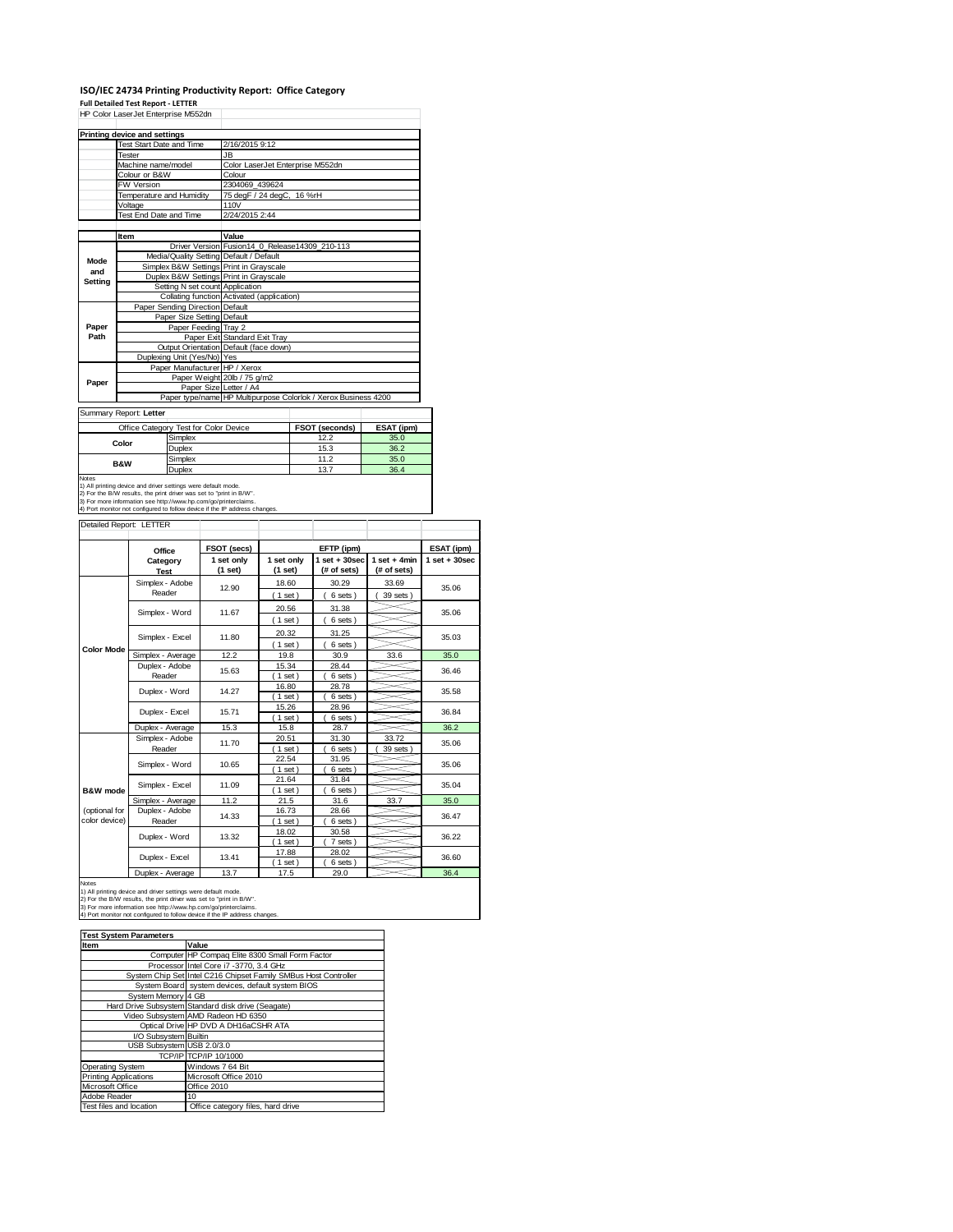# ISO/IEC 24734 Printing Productivity Report: Office Category

**Full Detailed Test Report - LETTER**

HP Color LaserJet Enterprise M552dn

| Printing device and settings | |
|---|---|
| Test Start Date and Time | 2/16/2015 9:12 |
| Tester | JB |
| Machine name/model | Color LaserJet Enterprise M552dn |
| Colour or B&W | Colour |
| FW Version | 2304069_439624 |
| Temperature and Humidity | 75 degF / 24 degC, 16 %rH |
| Voltage | 110V |
| Test End Date and Time | 2/24/2015 2:44 |

| | Item | Value |
|---|---|---|
| Mode and Setting | Driver Version | Fusion14_0_Release14309_210-113 |
| | Media/Quality Setting | Default / Default |
| | Simplex B&W Settings | Print in Grayscale |
| | Duplex B&W Settings | Print in Grayscale |
| | Setting N set count | Application |
| | Collating function | Activated (application) |
| Paper Path | Paper Sending Direction | Default |
| | Paper Size Setting | Default |
| | Paper Feeding | Tray 2 |
| | Paper Exit | Standard Exit Tray |
| | Output Orientation | Default (face down) |
| | Duplexing Unit (Yes/No) | Yes |
| Paper | Paper Manufacturer | HP / Xerox |
| | Paper Weight | 20lb / 75 g/m2 |
| | Paper Size | Letter / A4 |
| | Paper type/name | HP Multipurpose Colorlok / Xerox Business 4200 |

Summary Report: **Letter**

| Office Category Test for Color Device | | FSOT (seconds) | ESAT (ipm) |
|---|---|---|---|
| Color | Simplex | 12.2 | 35.0 |
| | Duplex | 15.3 | 36.2 |
| B&W | Simplex | 11.2 | 35.0 |
| | Duplex | 13.7 | 36.4 |

Notes
1) All printing device and driver settings were default mode.
2) For the B/W results, the print driver was set to "print in B/W".
3) For more information see http://www.hp.com/go/printerclaims.
4) Port monitor not configured to follow device if the IP address changes.

Detailed Report: LETTER

| | Office Category Test | FSOT (secs) 1 set only (1 set) | EFTP (ipm) 1 set only (1 set) | EFTP (ipm) 1 set + 30sec (# of sets) | EFTP (ipm) 1 set + 4min (# of sets) | ESAT (ipm) 1 set + 30sec |
|---|---|---|---|---|---|---|
| Color Mode | Simplex - Adobe Reader | 12.90 | 18.60 (1 set) | 30.29 (6 sets) | 33.69 (39 sets) | 35.06 |
| | Simplex - Word | 11.67 | 20.56 (1 set) | 31.38 (6 sets) | | 35.06 |
| | Simplex - Excel | 11.80 | 20.32 (1 set) | 31.25 (6 sets) | | 35.03 |
| | Simplex - Average | 12.2 | 19.8 | 30.9 | 33.6 | 35.0 |
| | Duplex - Adobe Reader | 15.63 | 15.34 (1 set) | 28.44 (6 sets) | | 36.46 |
| | Duplex - Word | 14.27 | 16.80 (1 set) | 28.78 (6 sets) | | 35.58 |
| | Duplex - Excel | 15.71 | 15.26 (1 set) | 28.96 (6 sets) | | 36.84 |
| | Duplex - Average | 15.3 | 15.8 | 28.7 | | 36.2 |
| B&W mode (optional for color device) | Simplex - Adobe Reader | 11.70 | 20.51 (1 set) | 31.30 (6 sets) | 33.72 (39 sets) | 35.06 |
| | Simplex - Word | 10.65 | 22.54 (1 set) | 31.95 (6 sets) | | 35.06 |
| | Simplex - Excel | 11.09 | 21.64 (1 set) | 31.84 (6 sets) | | 35.04 |
| | Simplex - Average | 11.2 | 21.5 | 31.6 | 33.7 | 35.0 |
| | Duplex - Adobe Reader | 14.33 | 16.73 (1 set) | 28.66 (6 sets) | | 36.47 |
| | Duplex - Word | 13.32 | 18.02 (1 set) | 30.58 (7 sets) | | 36.22 |
| | Duplex - Excel | 13.41 | 17.88 (1 set) | 28.02 (6 sets) | | 36.60 |
| | Duplex - Average | 13.7 | 17.5 | 29.0 | | 36.4 |

Notes
1) All printing device and driver settings were default mode.
2) For the B/W results, the print driver was set to "print in B/W".
3) For more information see http://www.hp.com/go/printerclaims.
4) Port monitor not configured to follow device if the IP address changes.

| Test System Parameters | |
|---|---|
| **Item** | **Value** |
| Computer | HP Compaq Elite 8300 Small Form Factor |
| Processor | Intel Core i7 -3770, 3.4 GHz |
| System Chip Set | Intel C216 Chipset Family SMBus Host Controller |
| System Board | system devices, default system BIOS |
| System Memory | 4 GB |
| Hard Drive Subsystem | Standard disk drive (Seagate) |
| Video Subsystem | AMD Radeon HD 6350 |
| Optical Drive | HP DVD A DH16aCSHR ATA |
| I/O Subsystem | Builtin |
| USB Subsystem | USB 2.0/3.0 |
| TCP/IP | TCP/IP 10/1000 |
| Operating System | Windows 7 64 Bit |
| Printing Applications | Microsoft Office 2010 |
| Microsoft Office | Office 2010 |
| Adobe Reader | 10 |
| Test files and location | Office category files, hard drive |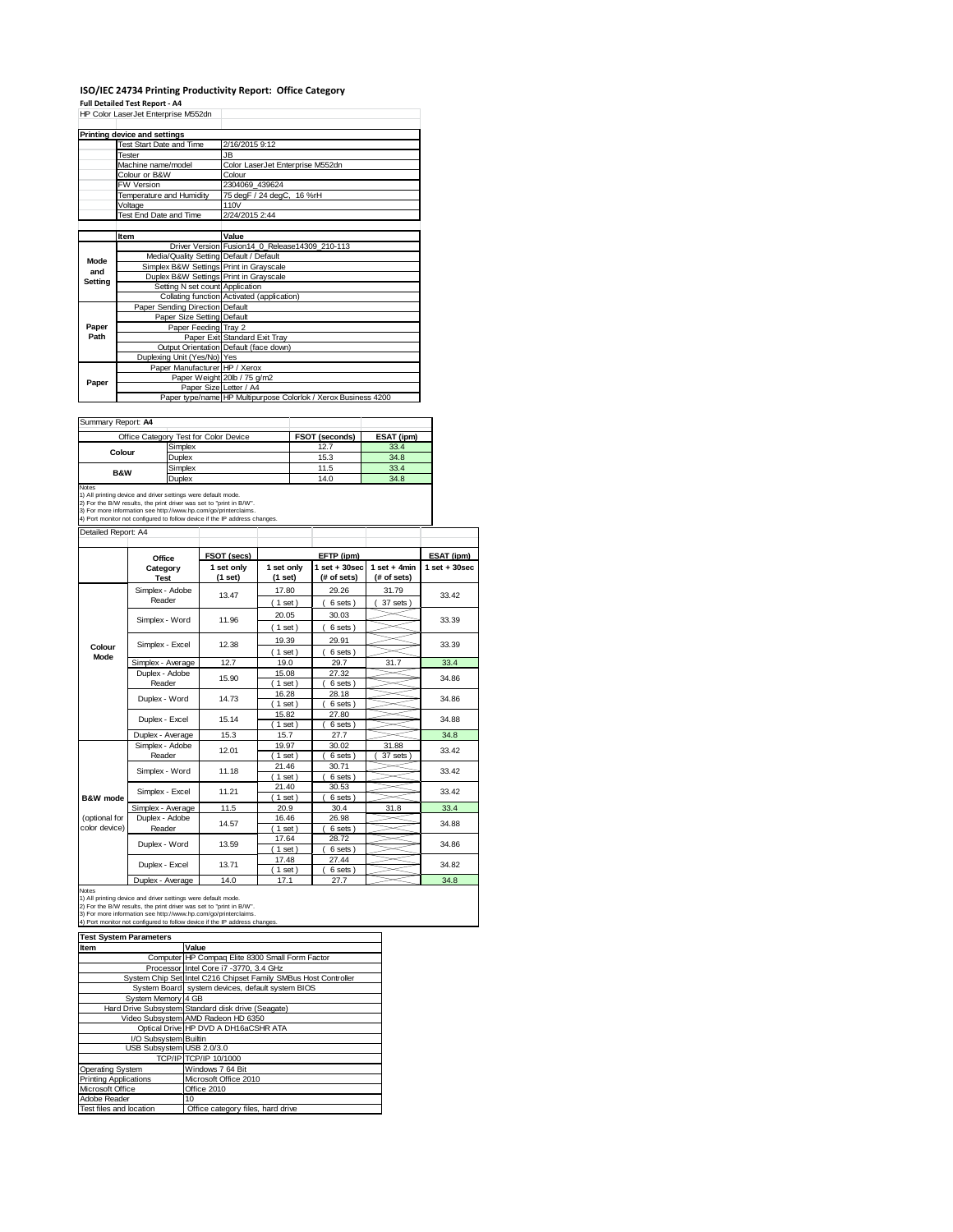# ISO/IEC 24734 Printing Productivity Report: Office Category

**Full Detailed Test Report - A4**

HP Color LaserJet Enterprise M552dn

| Printing device and settings | |
|---|---|
| Test Start Date and Time | 2/16/2015 9:12 |
| Tester | JB |
| Machine name/model | Color LaserJet Enterprise M552dn |
| Colour or B&W | Colour |
| FW Version | 2304069_439624 |
| Temperature and Humidity | 75 degF / 24 degC, 16 %rH |
| Voltage | 110V |
| Test End Date and Time | 2/24/2015 2:44 |

| | Item | Value |
|---|---|---|
| Mode and Setting | Driver Version | Fusion14_0_Release14309_210-113 |
| | Media/Quality Setting | Default / Default |
| | Simplex B&W Settings | Print in Grayscale |
| | Duplex B&W Settings | Print in Grayscale |
| | Setting N set count | Application |
| | Collating function | Activated (application) |
| Paper Path | Paper Sending Direction | Default |
| | Paper Size Setting | Default |
| | Paper Feeding | Tray 2 |
| | Paper Exit | Standard Exit Tray |
| | Output Orientation | Default (face down) |
| | Duplexing Unit (Yes/No) | Yes |
| Paper | Paper Manufacturer | HP / Xerox |
| | Paper Weight | 20lb / 75 g/m2 |
| | Paper Size | Letter / A4 |
| | Paper type/name | HP Multipurpose Colorlok / Xerox Business 4200 |

Summary Report: **A4**

| Office Category Test for Color Device | | FSOT (seconds) | ESAT (ipm) |
|---|---|---|---|
| Colour | Simplex | 12.7 | 33.4 |
| | Duplex | 15.3 | 34.8 |
| B&W | Simplex | 11.5 | 33.4 |
| | Duplex | 14.0 | 34.8 |

Notes
1) All printing device and driver settings were default mode.
2) For the B/W results, the print driver was set to "print in B/W".
3) For more information see http://www.hp.com/go/printerclaims.
4) Port monitor not configured to follow device if the IP address changes.

Detailed Report: A4

| | Office Category Test | FSOT (secs) 1 set only (1 set) | EFTP (ipm) 1 set only (1 set) | EFTP (ipm) 1 set + 30sec (# of sets) | EFTP (ipm) 1 set + 4min (# of sets) | ESAT (ipm) 1 set + 30sec |
|---|---|---|---|---|---|---|
| Colour Mode | Simplex - Adobe Reader | 13.47 | 17.80 (1 set) | 29.26 (6 sets) | 31.79 (37 sets) | 33.42 |
| | Simplex - Word | 11.96 | 20.05 (1 set) | 30.03 (6 sets) | | 33.39 |
| | Simplex - Excel | 12.38 | 19.39 (1 set) | 29.91 (6 sets) | | 33.39 |
| | Simplex - Average | 12.7 | 19.0 | 29.7 | 31.7 | 33.4 |
| | Duplex - Adobe Reader | 15.90 | 15.08 (1 set) | 27.32 (6 sets) | | 34.86 |
| | Duplex - Word | 14.73 | 16.28 (1 set) | 28.18 (6 sets) | | 34.86 |
| | Duplex - Excel | 15.14 | 15.82 (1 set) | 27.80 (6 sets) | | 34.88 |
| | Duplex - Average | 15.3 | 15.7 | 27.7 | | 34.8 |
| B&W mode (optional for color device) | Simplex - Adobe Reader | 12.01 | 19.97 (1 set) | 30.02 (6 sets) | 31.88 (37 sets) | 33.42 |
| | Simplex - Word | 11.18 | 21.46 (1 set) | 30.71 (6 sets) | | 33.42 |
| | Simplex - Excel | 11.21 | 21.40 (1 set) | 30.53 (6 sets) | | 33.42 |
| | Simplex - Average | 11.5 | 20.9 | 30.4 | 31.8 | 33.4 |
| | Duplex - Adobe Reader | 14.57 | 16.46 (1 set) | 26.98 (6 sets) | | 34.88 |
| | Duplex - Word | 13.59 | 17.64 (1 set) | 28.72 (6 sets) | | 34.86 |
| | Duplex - Excel | 13.71 | 17.48 (1 set) | 27.44 (6 sets) | | 34.82 |
| | Duplex - Average | 14.0 | 17.1 | 27.7 | | 34.8 |

Notes
1) All printing device and driver settings were default mode.
2) For the B/W results, the print driver was set to "print in B/W".
3) For more information see http://www.hp.com/go/printerclaims.
4) Port monitor not configured to follow device if the IP address changes.

| Test System Parameters | |
|---|---|
| **Item** | **Value** |
| Computer | HP Compaq Elite 8300 Small Form Factor |
| Processor | Intel Core i7 -3770, 3.4 GHz |
| System Chip Set | Intel C216 Chipset Family SMBus Host Controller |
| System Board | system devices, default system BIOS |
| System Memory | 4 GB |
| Hard Drive Subsystem | Standard disk drive (Seagate) |
| Video Subsystem | AMD Radeon HD 6350 |
| Optical Drive | HP DVD A DH16aCSHR ATA |
| I/O Subsystem | Builtin |
| USB Subsystem | USB 2.0/3.0 |
| TCP/IP | TCP/IP 10/1000 |
| Operating System | Windows 7 64 Bit |
| Printing Applications | Microsoft Office 2010 |
| Microsoft Office | Office 2010 |
| Adobe Reader | 10 |
| Test files and location | Office category files, hard drive |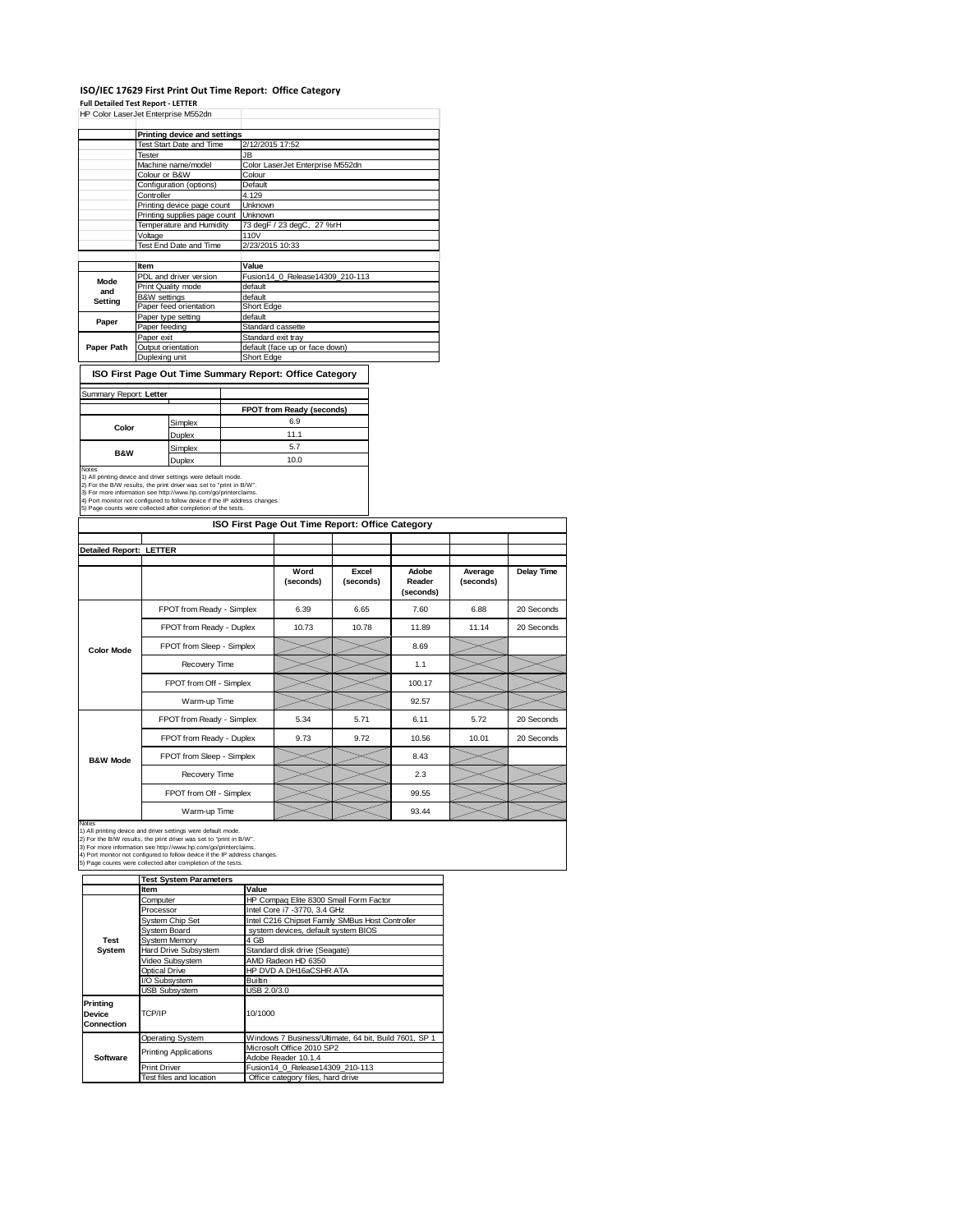# ISO/IEC 17629 First Print Out Time Report: Office Category

**Full Detailed Test Report - LETTER**

HP Color LaserJet Enterprise M552dn

| | Printing device and settings | |
|---|---|---|
| | Test Start Date and Time | 2/12/2015 17:52 |
| | Tester | JB |
| | Machine name/model | Color LaserJet Enterprise M552dn |
| | Colour or B&W | Colour |
| | Configuration (options) | Default |
| | Controller | 4.129 |
| | Printing device page count | Unknown |
| | Printing supplies page count | Unknown |
| | Temperature and Humidity | 73 degF / 23 degC, 27 %rH |
| | Voltage | 110V |
| | Test End Date and Time | 2/23/2015 10:33 |

| | Item | Value |
|---|---|---|
| Mode and Setting | PDL and driver version | Fusion14_0_Release14309_210-113 |
| | Print Quality mode | default |
| | B&W settings | default |
| | Paper feed orientation | Short Edge |
| Paper | Paper type setting | default |
| | Paper feeding | Standard cassette |
| | Paper exit | Standard exit tray |
| Paper Path | Output orientation | default (face up or face down) |
| | Duplexing unit | Short Edge |

## ISO First Page Out Time Summary Report: Office Category

Summary Report: **Letter**

| | | FPOT from Ready (seconds) |
|---|---|---|
| Color | Simplex | 6.9 |
| | Duplex | 11.1 |
| B&W | Simplex | 5.7 |
| | Duplex | 10.0 |

Notes
1) All printing device and driver settings were default mode.
2) For the B/W results, the print driver was set to "print in B/W".
3) For more information see http://www.hp.com/go/printerclaims.
4) Port monitor not configured to follow device if the IP address changes.
5) Page counts were collected after completion of the tests.

## ISO First Page Out Time Report: Office Category

**Detailed Report: LETTER**

| | | Word (seconds) | Excel (seconds) | Adobe Reader (seconds) | Average (seconds) | Delay Time |
|---|---|---|---|---|---|---|
| Color Mode | FPOT from Ready - Simplex | 6.39 | 6.65 | 7.60 | 6.88 | 20 Seconds |
| | FPOT from Ready - Duplex | 10.73 | 10.78 | 11.89 | 11.14 | 20 Seconds |
| | FPOT from Sleep - Simplex | | | 8.69 | | |
| | Recovery Time | | | 1.1 | | |
| | FPOT from Off - Simplex | | | 100.17 | | |
| | Warm-up Time | | | 92.57 | | |
| B&W Mode | FPOT from Ready - Simplex | 5.34 | 5.71 | 6.11 | 5.72 | 20 Seconds |
| | FPOT from Ready - Duplex | 9.73 | 9.72 | 10.56 | 10.01 | 20 Seconds |
| | FPOT from Sleep - Simplex | | | 8.43 | | |
| | Recovery Time | | | 2.3 | | |
| | FPOT from Off - Simplex | | | 99.55 | | |
| | Warm-up Time | | | 93.44 | | |

Notes
1) All printing device and driver settings were default mode.
2) For the B/W results, the print driver was set to "print in B/W".
3) For more information see http://www.hp.com/go/printerclaims.
4) Port monitor not configured to follow device if the IP address changes.
5) Page counts were collected after completion of the tests.

| | Test System Parameters | |
|---|---|---|
| | Item | Value |
| Test System | Computer | HP Compaq Elite 8300 Small Form Factor |
| | Processor | Intel Core i7 -3770, 3.4 GHz |
| | System Chip Set | Intel C216 Chipset Family SMBus Host Controller |
| | System Board | system devices, default system BIOS |
| | System Memory | 4 GB |
| | Hard Drive Subsystem | Standard disk drive (Seagate) |
| | Video Subsystem | AMD Radeon HD 6350 |
| | Optical Drive | HP DVD A DH16aCSHR ATA |
| | I/O Subsystem | Builtin |
| | USB Subsystem | USB 2.0/3.0 |
| Printing Device Connection | TCP/IP | 10/1000 |
| Software | Operating System | Windows 7 Business/Ultimate, 64 bit, Build 7601, SP 1 |
| | Printing Applications | Microsoft Office 2010 SP2 |
| | | Adobe Reader 10.1.4 |
| | Print Driver | Fusion14_0_Release14309_210-113 |
| | Test files and location | Office category files, hard drive |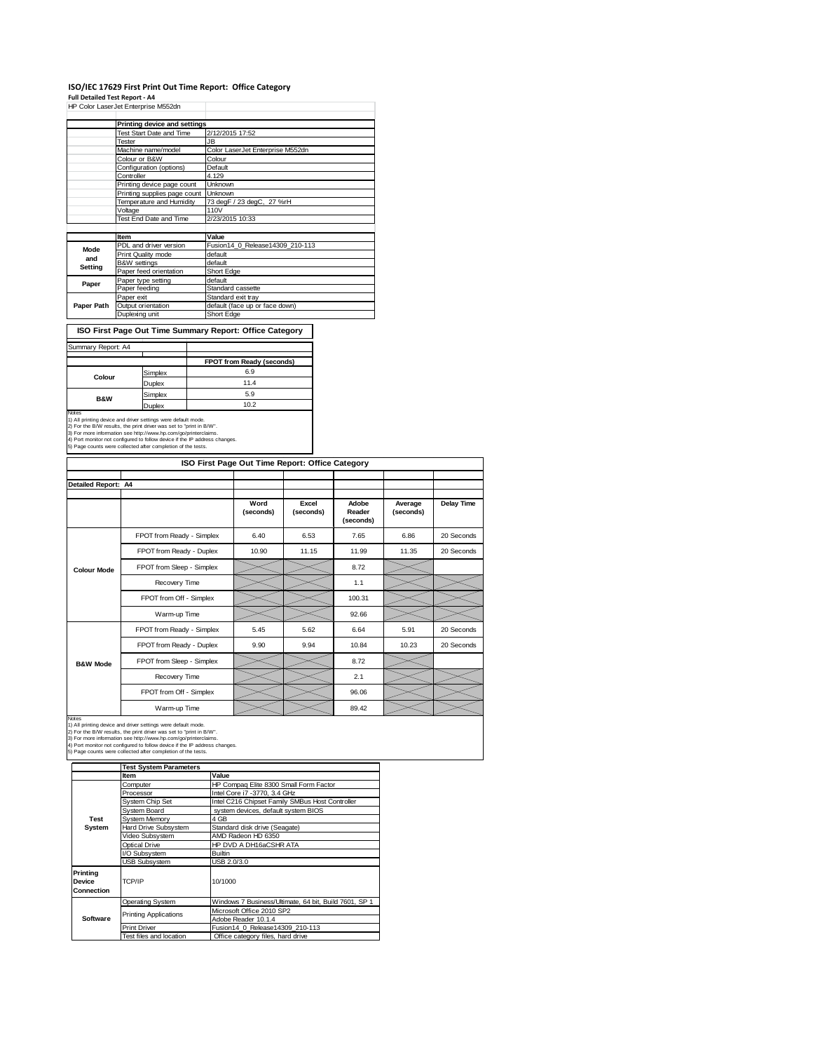# ISO/IEC 17629 First Print Out Time Report: Office Category

**Full Detailed Test Report - A4**

HP Color LaserJet Enterprise M552dn

| | | |
|---|---|---|
| | **Printing device and settings** | |
| | Test Start Date and Time | 2/12/2015 17:52 |
| | Tester | JB |
| | Machine name/model | Color LaserJet Enterprise M552dn |
| | Colour or B&W | Colour |
| | Configuration (options) | Default |
| | Controller | 4.129 |
| | Printing device page count | Unknown |
| | Printing supplies page count | Unknown |
| | Temperature and Humidity | 73 degF / 23 degC, 27 %rH |
| | Voltage | 110V |
| | Test End Date and Time | 2/23/2015 10:33 |

| | Item | Value |
|---|---|---|
| Mode and Setting | PDL and driver version | Fusion14_0_Release14309_210-113 |
| | Print Quality mode | default |
| | B&W settings | default |
| | Paper feed orientation | Short Edge |
| Paper | Paper type setting | default |
| | Paper feeding | Standard cassette |
| Paper Path | Paper exit | Standard exit tray |
| | Output orientation | default (face up or face down) |
| | Duplexing unit | Short Edge |

## ISO First Page Out Time Summary Report: Office Category

Summary Report: A4

| | | FPOT from Ready (seconds) |
|---|---|---|
| Colour | Simplex | 6.9 |
| | Duplex | 11.4 |
| B&W | Simplex | 5.9 |
| | Duplex | 10.2 |

Notes
1) All printing device and driver settings were default mode.
2) For the B/W results, the print driver was set to "print in B/W".
3) For more information see http://www.hp.com/go/printerclaims.
4) Port monitor not configured to follow device if the IP address changes.
5) Page counts were collected after completion of the tests.

## ISO First Page Out Time Report: Office Category

Detailed Report: A4

| | | Word (seconds) | Excel (seconds) | Adobe Reader (seconds) | Average (seconds) | Delay Time |
|---|---|---|---|---|---|---|
| Colour Mode | FPOT from Ready - Simplex | 6.40 | 6.53 | 7.65 | 6.86 | 20 Seconds |
| | FPOT from Ready - Duplex | 10.90 | 11.15 | 11.99 | 11.35 | 20 Seconds |
| | FPOT from Sleep - Simplex | | | 8.72 | | |
| | Recovery Time | | | 1.1 | | |
| | FPOT from Off - Simplex | | | 100.31 | | |
| | Warm-up Time | | | 92.66 | | |
| B&W Mode | FPOT from Ready - Simplex | 5.45 | 5.62 | 6.64 | 5.91 | 20 Seconds |
| | FPOT from Ready - Duplex | 9.90 | 9.94 | 10.84 | 10.23 | 20 Seconds |
| | FPOT from Sleep - Simplex | | | 8.72 | | |
| | Recovery Time | | | 2.1 | | |
| | FPOT from Off - Simplex | | | 96.06 | | |
| | Warm-up Time | | | 89.42 | | |

Notes
1) All printing device and driver settings were default mode.
2) For the B/W results, the print driver was set to "print in B/W".
3) For more information see http://www.hp.com/go/printerclaims.
4) Port monitor not configured to follow device if the IP address changes.
5) Page counts were collected after completion of the tests.

| | **Test System Parameters** | |
|---|---|---|
| | **Item** | **Value** |
| Test System | Computer | HP Compaq Elite 8300 Small Form Factor |
| | Processor | Intel Core i7 -3770, 3.4 GHz |
| | System Chip Set | Intel C216 Chipset Family SMBus Host Controller |
| | System Board | system devices, default system BIOS |
| | System Memory | 4 GB |
| | Hard Drive Subsystem | Standard disk drive (Seagate) |
| | Video Subsystem | AMD Radeon HD 6350 |
| | Optical Drive | HP DVD A DH16aCSHR ATA |
| | I/O Subsystem | Builtin |
| | USB Subsystem | USB 2.0/3.0 |
| Printing Device Connection | TCP/IP | 10/1000 |
| Software | Operating System | Windows 7 Business/Ultimate, 64 bit, Build 7601, SP 1 |
| | Printing Applications | Microsoft Office 2010 SP2 |
| | | Adobe Reader 10.1.4 |
| | Print Driver | Fusion14_0_Release14309_210-113 |
| | Test files and location | Office category files, hard drive |